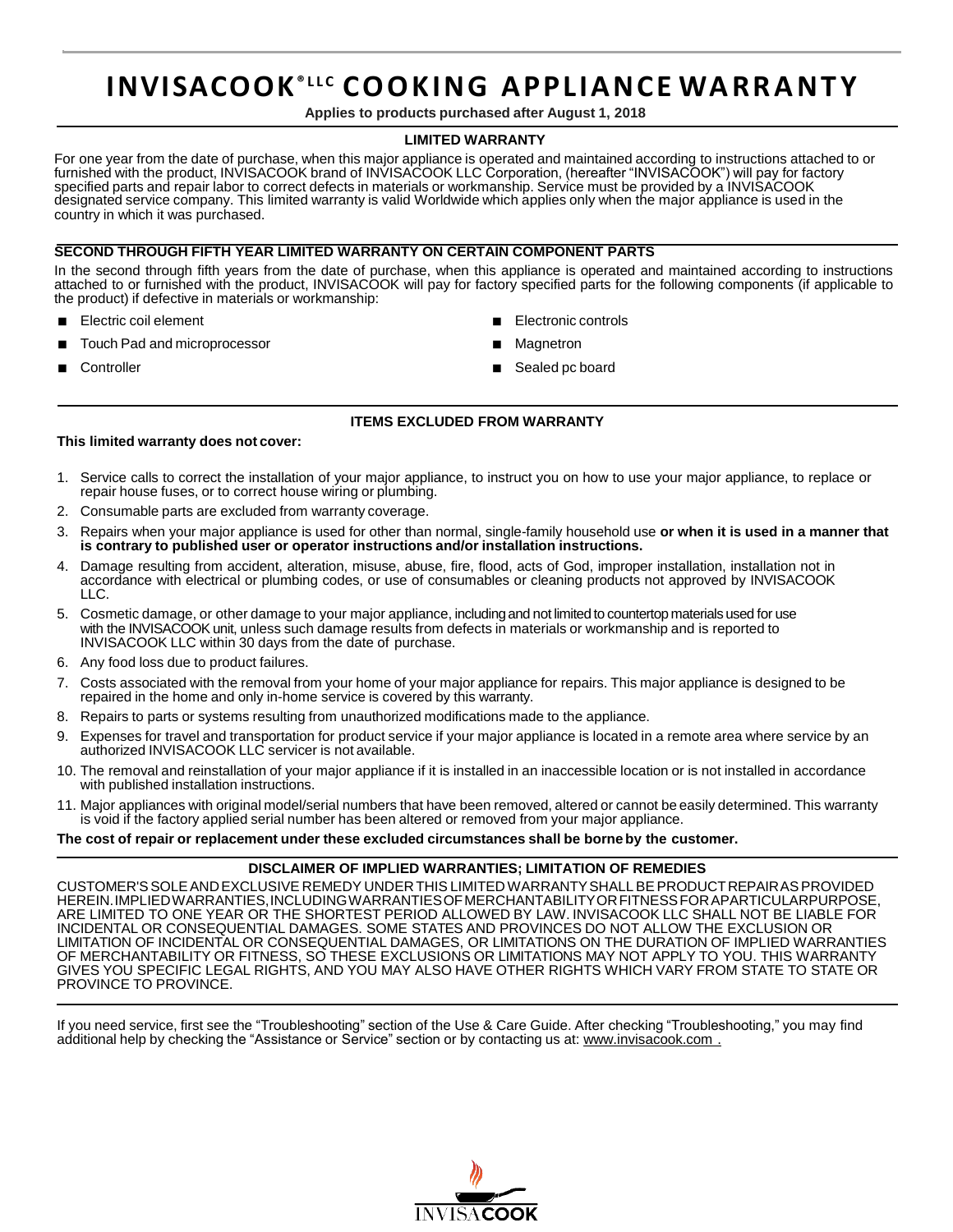# INVISACOOK® LLC COOKING APPLIANCE WARRANTY

**Applies to products purchased after August 1, 2018**

## LIMITED WARRANTY

For one year from the date of purchase, when this major appliance is operated and maintained according to instructions attached to or furnished with the product, INVISACOOK brand of INVISACOOK LLC Corporation, (hereafter "INVISACOOK") will pay for factory specified parts and repair labor to correct defects in materials or workmanship. Service must be provided by a INVISACOOK designated service company. This limited warranty is valid Worldwide which applies only when the major appliance is used in the country in which it was purchased.

## SECOND THROUGH FIFTH YEAR LIMITED WARRANTY ON CERTAIN COMPONENT PARTS

In the second through fifth years from the date of purchase, when this appliance is operated and maintained according to instructions attached to or furnished with the product, INVISACOOK will pay for factory specified parts for the following components (if applicable to the product) if defective in materials or workmanship:

- Electric coil element
- Touch Pad and microprocessor
- Controller
- Electronic controls
- Magnetron
- Sealed pc board

## ITEMS EXCLUDED FROM WARRANTY

**This limited warranty does not cover:**

1. Service calls to correct the installation of your major appliance, to instruct you on how to use your major appliance, to replace or repair house fuses, or to correct house wiring or plumbing.
2. Consumable parts are excluded from warranty coverage.
3. Repairs when your major appliance is used for other than normal, single-family household use **or when it is used in a manner that is contrary to published user or operator instructions and/or installation instructions.**
4. Damage resulting from accident, alteration, misuse, abuse, fire, flood, acts of God, improper installation, installation not in accordance with electrical or plumbing codes, or use of consumables or cleaning products not approved by INVISACOOK LLC.
5. Cosmetic damage, or other damage to your major appliance, including and not limited to countertop materials used for use with the INVISACOOK unit, unless such damage results from defects in materials or workmanship and is reported to INVISACOOK LLC within 30 days from the date of purchase.
6. Any food loss due to product failures.
7. Costs associated with the removal from your home of your major appliance for repairs. This major appliance is designed to be repaired in the home and only in-home service is covered by this warranty.
8. Repairs to parts or systems resulting from unauthorized modifications made to the appliance.
9. Expenses for travel and transportation for product service if your major appliance is located in a remote area where service by an authorized INVISACOOK LLC servicer is not available.
10. The removal and reinstallation of your major appliance if it is installed in an inaccessible location or is not installed in accordance with published installation instructions.
11. Major appliances with original model/serial numbers that have been removed, altered or cannot be easily determined. This warranty is void if the factory applied serial number has been altered or removed from your major appliance.

**The cost of repair or replacement under these excluded circumstances shall be borne by the customer.**

## DISCLAIMER OF IMPLIED WARRANTIES; LIMITATION OF REMEDIES

CUSTOMER'S SOLE AND EXCLUSIVE REMEDY UNDER THIS LIMITED WARRANTY SHALL BE PRODUCT REPAIR AS PROVIDED HEREIN. IMPLIED WARRANTIES, INCLUDING WARRANTIES OF MERCHANTABILITY OR FITNESS FOR A PARTICULAR PURPOSE, ARE LIMITED TO ONE YEAR OR THE SHORTEST PERIOD ALLOWED BY LAW. INVISACOOK LLC SHALL NOT BE LIABLE FOR INCIDENTAL OR CONSEQUENTIAL DAMAGES. SOME STATES AND PROVINCES DO NOT ALLOW THE EXCLUSION OR LIMITATION OF INCIDENTAL OR CONSEQUENTIAL DAMAGES, OR LIMITATIONS ON THE DURATION OF IMPLIED WARRANTIES OF MERCHANTABILITY OR FITNESS, SO THESE EXCLUSIONS OR LIMITATIONS MAY NOT APPLY TO YOU. THIS WARRANTY GIVES YOU SPECIFIC LEGAL RIGHTS, AND YOU MAY ALSO HAVE OTHER RIGHTS WHICH VARY FROM STATE TO STATE OR PROVINCE TO PROVINCE.

If you need service, first see the "Troubleshooting" section of the Use & Care Guide. After checking "Troubleshooting," you may find additional help by checking the "Assistance or Service" section or by contacting us at: www.invisacook.com .

INVISACOOK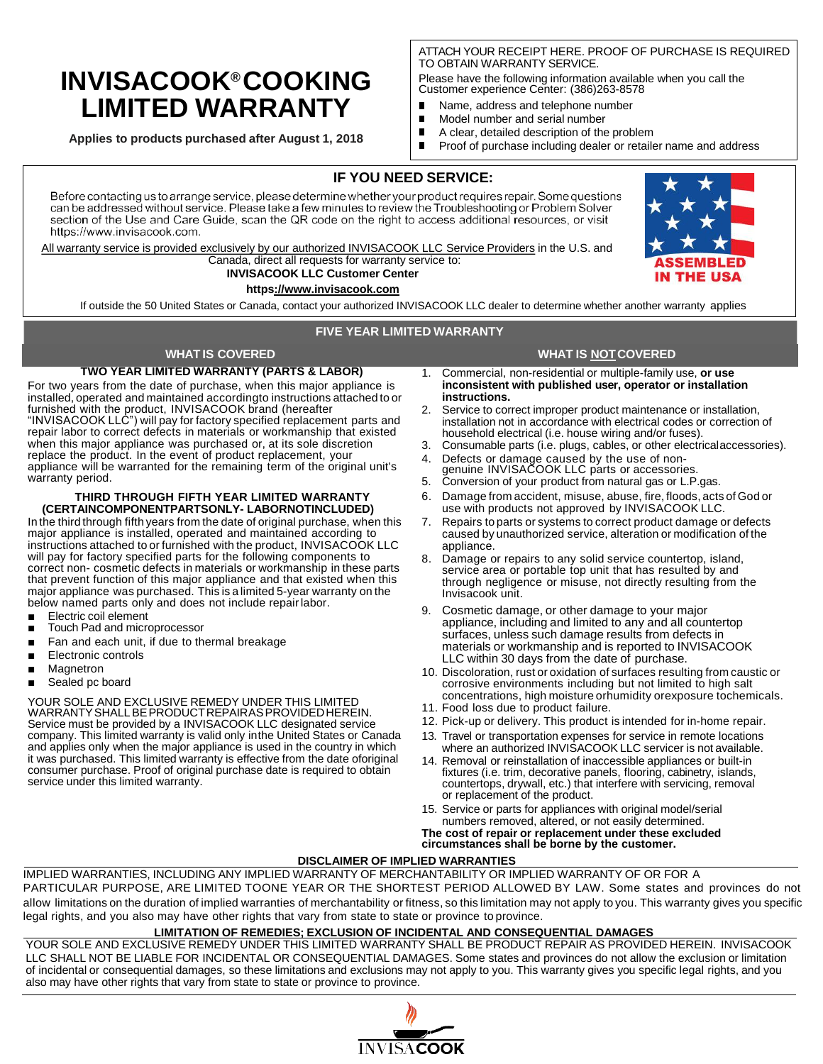# INVISACOOK® COOKING LIMITED WARRANTY

**Applies to products purchased after August 1, 2018**

ATTACH YOUR RECEIPT HERE. PROOF OF PURCHASE IS REQUIRED TO OBTAIN WARRANTY SERVICE.

Please have the following information available when you call the Customer experience Center: (386)263-8578

- Name, address and telephone number
- Model number and serial number
- A clear, detailed description of the problem
- Proof of purchase including dealer or retailer name and address

## IF YOU NEED SERVICE:

Before contacting us to arrange service, please determine whether your product requires repair. Some questions can be addressed without service. Please take a few minutes to review the Troubleshooting or Problem Solver section of the Use and Care Guide, scan the QR code on the right to access additional resources, or visit https://www.invisacook.com.

All warranty service is provided exclusively by our authorized INVISACOOK LLC Service Providers in the U.S. and Canada, direct all requests for warranty service to:

**INVISACOOK LLC Customer Center**

**https://www.invisacook.com**

ASSEMBLED IN THE USA

If outside the 50 United States or Canada, contact your authorized INVISACOOK LLC dealer to determine whether another warranty applies

## FIVE YEAR LIMITED WARRANTY

### WHAT IS COVERED

**TWO YEAR LIMITED WARRANTY (PARTS & LABOR)**

For two years from the date of purchase, when this major appliance is installed, operated and maintained accordingto instructions attached to or furnished with the product, INVISACOOK brand (hereafter "INVISACOOK LLC") will pay for factory specified replacement parts and repair labor to correct defects in materials or workmanship that existed when this major appliance was purchased or, at its sole discretion replace the product. In the event of product replacement, your appliance will be warranted for the remaining term of the original unit's warranty period.

**THIRD THROUGH FIFTH YEAR LIMITED WARRANTY (CERTAINCOMPONENTPARTSONLY- LABORNOTINCLUDED)**

In the third through fifth years from the date of original purchase, when this major appliance is installed, operated and maintained according to instructions attached to or furnished with the product, INVISACOOK LLC will pay for factory specified parts for the following components to correct non- cosmetic defects in materials or workmanship in these parts that prevent function of this major appliance and that existed when this major appliance was purchased. This is a limited 5-year warranty on the below named parts only and does not include repair labor.

- Electric coil element
- Touch Pad and microprocessor
- Fan and each unit, if due to thermal breakage
- Electronic controls
- Magnetron
- Sealed pc board

YOUR SOLE AND EXCLUSIVE REMEDY UNDER THIS LIMITED WARRANTY SHALL BE PRODUCT REPAIR AS PROVIDED HEREIN. Service must be provided by a INVISACOOK LLC designated service company. This limited warranty is valid only inthe United States or Canada and applies only when the major appliance is used in the country in which it was purchased. This limited warranty is effective from the date oforiginal consumer purchase. Proof of original purchase date is required to obtain service under this limited warranty.

### WHAT IS NOT COVERED

1. Commercial, non-residential or multiple-family use, **or use inconsistent with published user, operator or installation instructions.**
2. Service to correct improper product maintenance or installation, installation not in accordance with electrical codes or correction of household electrical (i.e. house wiring and/or fuses).
3. Consumable parts (i.e. plugs, cables, or other electricalaccessories).
4. Defects or damage caused by the use of non-genuine INVISACOOK LLC parts or accessories.
5. Conversion of your product from natural gas or L.P.gas.
6. Damage from accident, misuse, abuse, fire, floods, acts of God or use with products not approved by INVISACOOK LLC.
7. Repairs to parts or systems to correct product damage or defects caused by unauthorized service, alteration or modification of the appliance.
8. Damage or repairs to any solid service countertop, island, service area or portable top unit that has resulted by and through negligence or misuse, not directly resulting from the Invisacook unit.
9. Cosmetic damage, or other damage to your major appliance, including and limited to any and all countertop surfaces, unless such damage results from defects in materials or workmanship and is reported to INVISACOOK LLC within 30 days from the date of purchase.
10. Discoloration, rust or oxidation of surfaces resulting from caustic or corrosive environments including but not limited to high salt concentrations, high moisture orhumidity orexposure tochemicals.
11. Food loss due to product failure.
12. Pick-up or delivery. This product is intended for in-home repair.
13. Travel or transportation expenses for service in remote locations where an authorized INVISACOOK LLC servicer is not available.
14. Removal or reinstallation of inaccessible appliances or built-in fixtures (i.e. trim, decorative panels, flooring, cabinetry, islands, countertops, drywall, etc.) that interfere with servicing, removal or replacement of the product.
15. Service or parts for appliances with original model/serial numbers removed, altered, or not easily determined.

**The cost of repair or replacement under these excluded circumstances shall be borne by the customer.**

### DISCLAIMER OF IMPLIED WARRANTIES

IMPLIED WARRANTIES, INCLUDING ANY IMPLIED WARRANTY OF MERCHANTABILITY OR IMPLIED WARRANTY OF OR FOR A PARTICULAR PURPOSE, ARE LIMITED TOONE YEAR OR THE SHORTEST PERIOD ALLOWED BY LAW. Some states and provinces do not allow limitations on the duration of implied warranties of merchantability or fitness, so this limitation may not apply to you. This warranty gives you specific legal rights, and you also may have other rights that vary from state to state or province to province.

### LIMITATION OF REMEDIES; EXCLUSION OF INCIDENTAL AND CONSEQUENTIAL DAMAGES

YOUR SOLE AND EXCLUSIVE REMEDY UNDER THIS LIMITED WARRANTY SHALL BE PRODUCT REPAIR AS PROVIDED HEREIN. INVISACOOK LLC SHALL NOT BE LIABLE FOR INCIDENTAL OR CONSEQUENTIAL DAMAGES. Some states and provinces do not allow the exclusion or limitation of incidental or consequential damages, so these limitations and exclusions may not apply to you. This warranty gives you specific legal rights, and you also may have other rights that vary from state to state or province to province.

INVISACOOK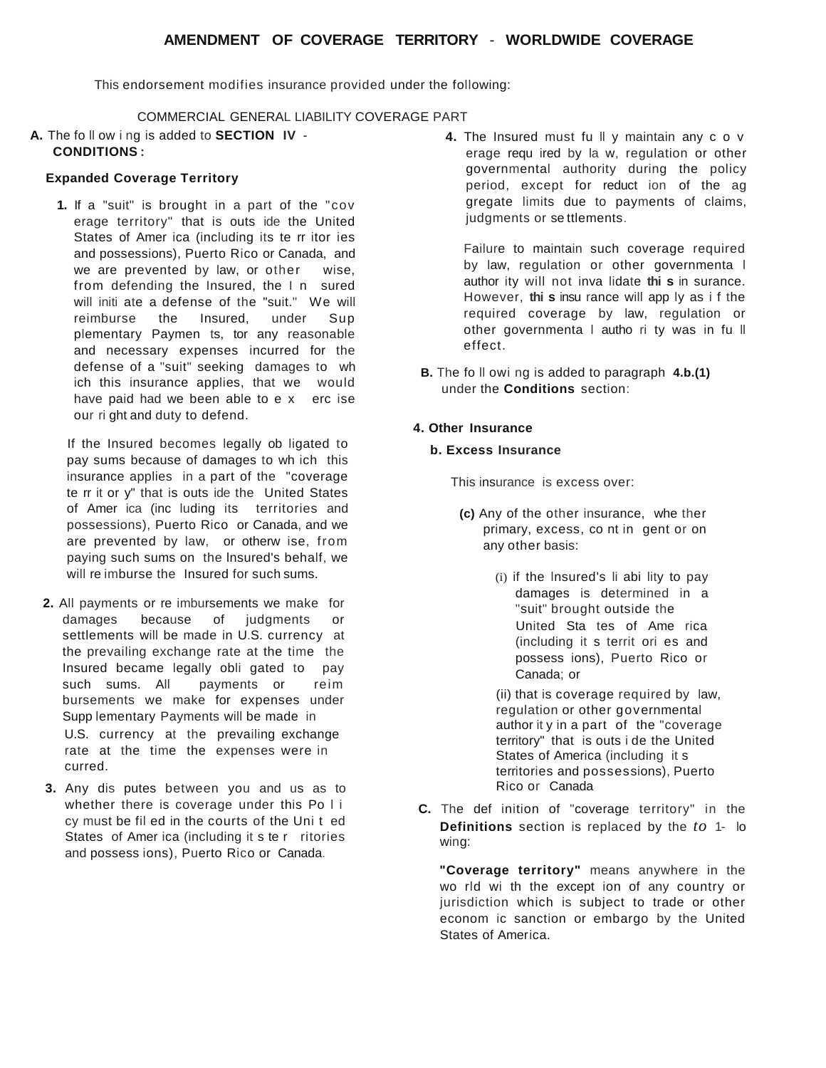## AMENDMENT OF COVERAGE TERRITORY - WORLDWIDE COVERAGE

This endorsement modifies insurance provided under the following:

COMMERCIAL GENERAL LIABILITY COVERAGE PART

**A.** The following is added to **SECTION IV - CONDITIONS:**

**Expanded Coverage Territory**

1. If a "suit" is brought in a part of the "coverage territory" that is outside the United States of America (including its territories and possessions), Puerto Rico or Canada, and we are prevented by law, or otherwise, from defending the Insured, the Insured will initiate a defense of the "suit." We will reimburse the Insured, under Supplementary Payments, for any reasonable and necessary expenses incurred for the defense of a "suit" seeking damages to which this insurance applies, that we would have paid had we been able to exercise our right and duty to defend.

   If the Insured becomes legally obligated to pay sums because of damages to which this insurance applies in a part of the "coverage territory" that is outside the United States of America (including its territories and possessions), Puerto Rico or Canada, and we are prevented by law, or otherwise, from paying such sums on the Insured's behalf, we will reimburse the Insured for such sums.

2. All payments or reimbursements we make for damages because of judgments or settlements will be made in U.S. currency at the prevailing exchange rate at the time the Insured became legally obligated to pay such sums. All payments or reimbursements we make for expenses under Supplementary Payments will be made in U.S. currency at the prevailing exchange rate at the time the expenses were incurred.

3. Any disputes between you and us as to whether there is coverage under this Policy must be filed in the courts of the United States of America (including its territories and possessions), Puerto Rico or Canada.

4. The Insured must fully maintain any coverage required by law, regulation or other governmental authority during the policy period, except for reduction of the aggregate limits due to payments of claims, judgments or settlements.

   Failure to maintain such coverage required by law, regulation or other governmental authority will not invalidate this insurance. However, this insurance will apply as if the required coverage by law, regulation or other governmental authority was in full effect.

**B.** The following is added to paragraph **4.b.(1)** under the **Conditions** section:

**4. Other Insurance**

**b. Excess Insurance**

This insurance is excess over:

**(c)** Any of the other insurance, whether primary, excess, contingent or on any other basis:

(i) if the Insured's liability to pay damages is determined in a "suit" brought outside the United States of America (including its territories and possessions), Puerto Rico or Canada; or

(ii) that is coverage required by law, regulation or other governmental authority in a part of the "coverage territory" that is outside the United States of America (including its territories and possessions), Puerto Rico or Canada

**C.** The definition of "coverage territory" in the **Definitions** section is replaced by the following:

**"Coverage territory"** means anywhere in the world with the exception of any country or jurisdiction which is subject to trade or other economic sanction or embargo by the United States of America.